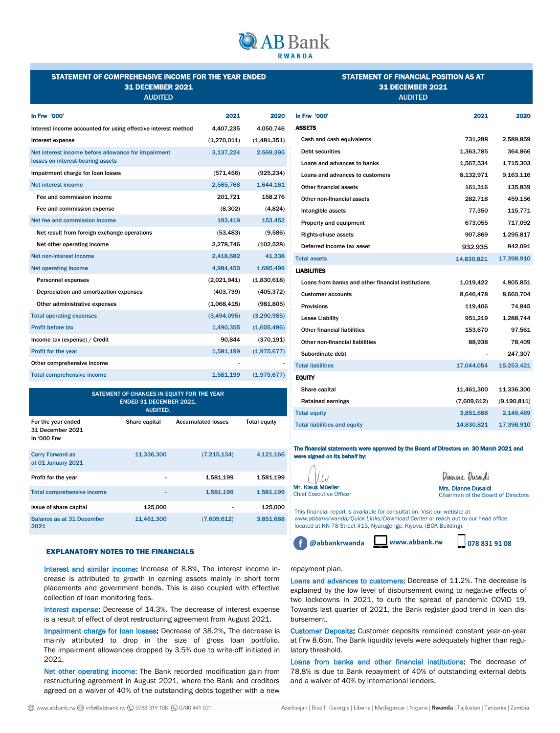# AB Bank RWANDA

## STATEMENT OF COMPREHENSIVE INCOME FOR THE YEAR ENDED 31 DECEMBER 2021 AUDITED

| In Frw '000' | 2021 | 2020 |
|---|---|---|
| Interest income accounted for using effective interest method | 4,407,235 | 4,050,746 |
| Interest expense | (1,270,011) | (1,481,351) |
| Net interest income before allowance for impairment losses on interest-bearing assets | 3,137,224 | 2,569,395 |
| Impairment charge for loan losses | (571,456) | (925,234) |
| Net interest income | 2,565,768 | 1,644,161 |
| Fee and commission income | 201,721 | 158,276 |
| Fee and commission expense | (8,302) | (4,824) |
| Net fee and commission income | 193,419 | 153,452 |
| Net result from foreign exchange operations | (53,483) | (9,586) |
| Net other operating income | 2,278,746 | (102,528) |
| Net non-interest income | 2,418,682 | 41,338 |
| Net operating income | 4,984,450 | 1,685,499 |
| Personnel expenses | (2,021,941) | (1,830,618) |
| Depreciation and amortization expenses | (403,739) | (405,372) |
| Other administrative expenses | (1,068,415) | (981,805) |
| Total operating expenses | (3,494,095) | (3,290,985) |
| Profit before tax | 1,490,355 | (1,605,486) |
| Income tax (expense) / Credit | 90,844 | (370,191) |
| Profit for the year | 1,581,199 | (1,975,677) |
| Other comprehensive income | - | - |
| Total comprehensive income | 1,581,199 | (1,975,677) |

## SATEMENT OF CHANGES IN EQUITY FOR THE YEAR ENDED 31 DECEMBER 2021. AUDITED.

| For the year ended 31 December 2021 In '000 Frw | Share capital | Accumulated losses | Total equity |
|---|---|---|---|
| Carry Forward as at 01 January 2021 | 11,336,300 | (7,215,134) | 4,121,166 |
| Profit for the year | - | 1,581,199 | 1,581,199 |
| Total comprehensive income | - | 1,581,199 | 1,581,199 |
| Issue of share capital | 125,000 | - | 125,000 |
| Balance as at 31 December 2021 | 11,461,300 | (7,609,612) | 3,851,688 |

## STATEMENT OF FINANCIAL POSITION AS AT 31 DECEMBER 2021 AUDITED

| In Frw '000' | 2021 | 2020 |
|---|---|---|
| **ASSETS** | | |
| Cash and cash equivalents | 731,288 | 2,589,859 |
| Debt securities | 1,363,785 | 364,866 |
| Loans and advances to banks | 1,567,534 | 1,715,303 |
| Loans and advances to customers | 8,132,971 | 9,163,116 |
| Other financial assets | 161,316 | 135,839 |
| Other non-financial assets | 282,718 | 459,156 |
| Intangible assets | 77,350 | 115,771 |
| Property and equipment | 673,055 | 717,092 |
| Rights-of-use assets | 907,869 | 1,295,817 |
| Deferred income tax asset | 932,935 | 842,091 |
| Total assets | 14,830,821 | 17,398,910 |
| **LIABILITIES** | | |
| Loans from banks and other financial institutions | 1,019,422 | 4,805,851 |
| Customer accounts | 8,646,478 | 8,660,704 |
| Provisions | 119,406 | 74,845 |
| Lease Liability | 951,219 | 1,288,744 |
| Other financial liabilities | 153,670 | 97,561 |
| Other non-financial liabilities | 88,938 | 78,409 |
| Subordinate debt | - | 247,307 |
| Total liabilities | 17,044,054 | 15,253,421 |
| **EQUITY** | | |
| Share capital | 11,461,300 | 11,336,300 |
| Retained earnings | (7,609,612) | (9,190,811) |
| Total equity | 3,851,688 | 2,145,489 |
| Total liabilities and equity | 14,830,821 | 17,398,910 |

**The financial statements were approved by the Board of Directors on 30 March 2021 and were signed on its behalf by:**

Mr. Klaus Müeller
Chief Executive Officer

Mrs. Dianne Dusaidi
Chairman of the Board of Directors

This financial report is available for consultation. Visit our website at *www.abbankrwanda/Quick Links/Download Center* or reach out to our head office located at KN 78 Street #15, Nyarugenge, Kiyovu, (BCK Building).

@abbankrwanda | www.abbank.rw | 078 831 91 08

## EXPLANATORY NOTES TO THE FINANCIALS

**Interest and similar income:** Increase of 8.8%. The interest income increase is attributed to growth in earning assets mainly in short term placements and government bonds. This is also coupled with effective collection of loan monitoring fees.

**Interest expense:** Decrease of 14.3%. The decrease of interest expense is a result of effect of debt restructuring agreement from August 2021.

**Impairment charge for loan losses:** Decrease of 38.2%. The decrease is mainly attributed to drop in the size of gross loan portfolio. The impairment allowances dropped by 3.5% due to write-off initiated in 2021.

**Net other operating income:** The Bank recorded modification gain from restructuring agreement in August 2021, where the Bank and creditors agreed on a waiver of 40% of the outstanding debts together with a new repayment plan.

**Loans and advances to customers:** Decrease of 11.2%. The decrease is explained by the low level of disbursement owing to negative effects of two lockdowns in 2021, to curb the spread of pandemic COVID 19. Towards last quarter of 2021, the Bank register good trend in loan disbursement.

**Customer Deposits:** Customer deposits remained constant year-on-year at Frw 8.6bn. The Bank liquidity levels were adequately higher than regulatory threshold.

**Loans from banks and other financial institutions:** The decrease of 78.8% is due to Bank repayment of 40% of outstanding external debts and a waiver of 40% by international lenders.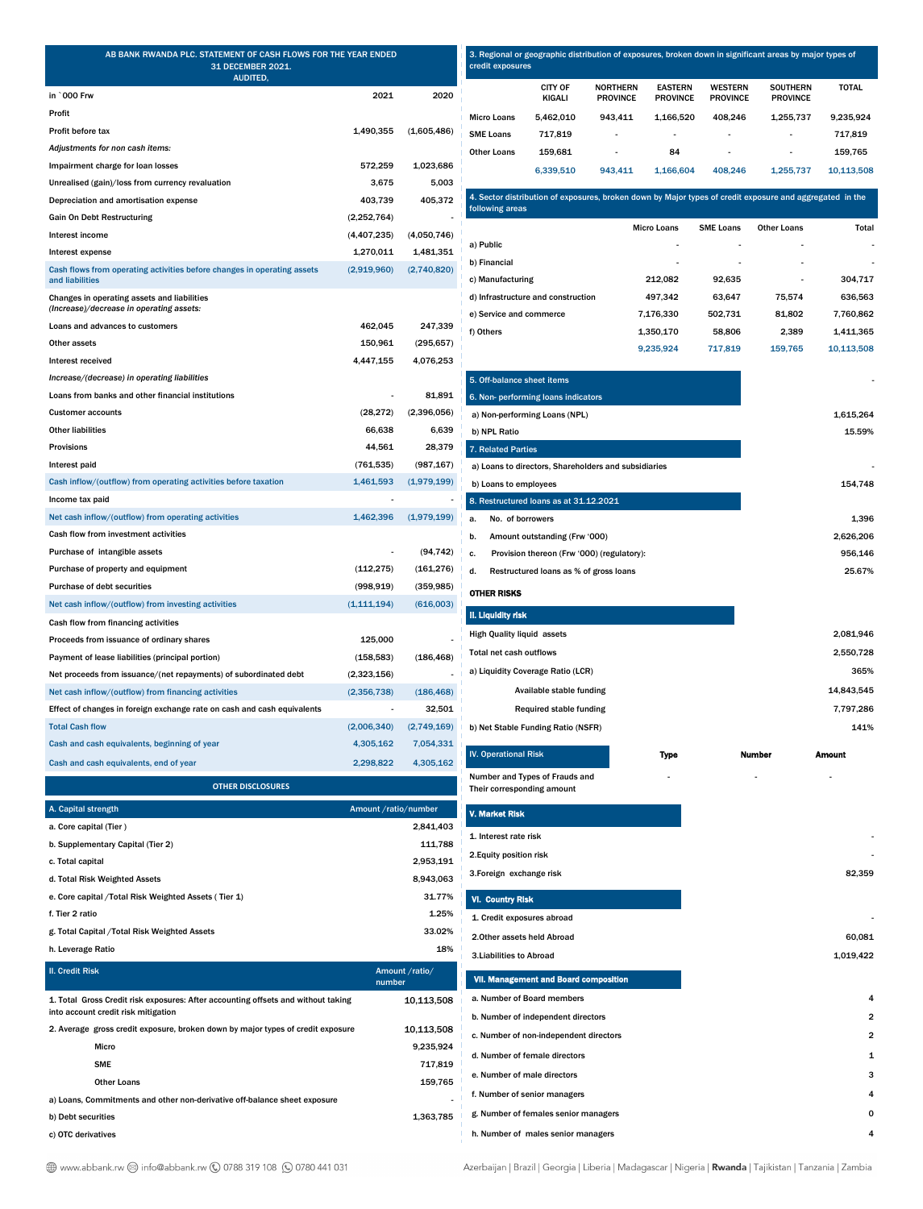## AB BANK RWANDA PLC. STATEMENT OF CASH FLOWS FOR THE YEAR ENDED 31 DECEMBER 2021. AUDITED.

| in `000 Frw | 2021 | 2020 |
|---|---|---|
| Profit | | |
| Profit before tax | 1,490,355 | (1,605,486) |
| *Adjustments for non cash items:* | | |
| Impairment charge for loan losses | 572,259 | 1,023,686 |
| Unrealised (gain)/loss from currency revaluation | 3,675 | 5,003 |
| Depreciation and amortisation expense | 403,739 | 405,372 |
| Gain On Debt Restructuring | (2,252,764) | - |
| Interest income | (4,407,235) | (4,050,746) |
| Interest expense | 1,270,011 | 1,481,351 |
| Cash flows from operating activities before changes in operating assets and liabilities | (2,919,960) | (2,740,820) |
| Changes in operating assets and liabilities *(Increase)/decrease in operating assets:* | | |
| Loans and advances to customers | 462,045 | 247,339 |
| Other assets | 150,961 | (295,657) |
| Interest received | 4,447,155 | 4,076,253 |
| *Increase/(decrease) in operating liabilities* | | |
| Loans from banks and other financial institutions | - | 81,891 |
| Customer accounts | (28,272) | (2,396,056) |
| Other liabilities | 66,638 | 6,639 |
| Provisions | 44,561 | 28,379 |
| Interest paid | (761,535) | (987,167) |
| Cash inflow/(outflow) from operating activities before taxation | 1,461,593 | (1,979,199) |
| Income tax paid | - | - |
| Net cash inflow/(outflow) from operating activities | 1,462,396 | (1,979,199) |
| Cash flow from investment activities | | |
| Purchase of intangible assets | - | (94,742) |
| Purchase of property and equipment | (112,275) | (161,276) |
| Purchase of debt securities | (998,919) | (359,985) |
| Net cash inflow/(outflow) from investing activities | (1,111,194) | (616,003) |
| Cash flow from financing activities | | |
| Proceeds from issuance of ordinary shares | 125,000 | - |
| Payment of lease liabilities (principal portion) | (158,583) | (186,468) |
| Net proceeds from issuance/(net repayments) of subordinated debt | (2,323,156) | - |
| Net cash inflow/(outflow) from financing activities | (2,356,738) | (186,468) |
| Effect of changes in foreign exchange rate on cash and cash equivalents | - | 32,501 |
| Total Cash flow | (2,006,340) | (2,749,169) |
| Cash and cash equivalents, beginning of year | 4,305,162 | 7,054,331 |
| Cash and cash equivalents, end of year | 2,298,822 | 4,305,162 |

## OTHER DISCLOSURES

| A. Capital strength | Amount /ratio/number |
|---|---|
| a. Core capital (Tier ) | 2,841,403 |
| b. Supplementary Capital (Tier 2) | 111,788 |
| c. Total capital | 2,953,191 |
| d. Total Risk Weighted Assets | 8,943,063 |
| e. Core capital /Total Risk Weighted Assets ( Tier 1) | 31.77% |
| f. Tier 2 ratio | 1.25% |
| g. Total Capital /Total Risk Weighted Assets | 33.02% |
| h. Leverage Ratio | 18% |

| II. Credit Risk | Amount /ratio/ number |
|---|---|
| 1. Total Gross Credit risk exposures: After accounting offsets and without taking into account credit risk mitigation | 10,113,508 |
| 2. Average gross credit exposure, broken down by major types of credit exposure | 10,113,508 |
| Micro | 9,235,924 |
| SME | 717,819 |
| Other Loans | 159,765 |
| a) Loans, Commitments and other non-derivative off-balance sheet exposure | - |
| b) Debt securities | 1,363,785 |
| c) OTC derivatives | |

### 3. Regional or geographic distribution of exposures, broken down in significant areas by major types of credit exposures

| | CITY OF KIGALI | NORTHERN PROVINCE | EASTERN PROVINCE | WESTERN PROVINCE | SOUTHERN PROVINCE | TOTAL |
|---|---|---|---|---|---|---|
| Micro Loans | 5,462,010 | 943,411 | 1,166,520 | 408,246 | 1,255,737 | 9,235,924 |
| SME Loans | 717,819 | - | - | - | - | 717,819 |
| Other Loans | 159,681 | - | 84 | - | - | 159,765 |
| | 6,339,510 | 943,411 | 1,166,604 | 408,246 | 1,255,737 | 10,113,508 |

### 4. Sector distribution of exposures, broken down by Major types of credit exposure and aggregated in the following areas

| | Micro Loans | SME Loans | Other Loans | Total |
|---|---|---|---|---|
| a) Public | - | - | - | - |
| b) Financial | - | - | - | - |
| c) Manufacturing | 212,082 | 92,635 | - | 304,717 |
| d) Infrastructure and construction | 497,342 | 63,647 | 75,574 | 636,563 |
| e) Service and commerce | 7,176,330 | 502,731 | 81,802 | 7,760,862 |
| f) Others | 1,350,170 | 58,806 | 2,389 | 1,411,365 |
| | 9,235,924 | 717,819 | 159,765 | 10,113,508 |

| | |
|---|---|
| 5. Off-balance sheet items | - |
| 6. Non- performing loans indicators | |
| a) Non-performing Loans (NPL) | 1,615,264 |
| b) NPL Ratio | 15.59% |
| 7. Related Parties | |
| a) Loans to directors, Shareholders and subsidiaries | - |
| b) Loans to employees | 154,748 |
| 8. Restructured loans as at 31.12.2021 | |
| a. No. of borrowers | 1,396 |
| b. Amount outstanding (Frw '000) | 2,626,206 |
| c. Provision thereon (Frw '000) (regulatory): | 956,146 |
| d. Restructured loans as % of gross loans | 25.67% |

### OTHER RISKS

| II. Liquidity risk | |
|---|---|
| High Quality liquid assets | 2,081,946 |
| Total net cash outflows | 2,550,728 |
| a) Liquidity Coverage Ratio (LCR) | 365% |
| Available stable funding | 14,843,545 |
| Required stable funding | 7,797,286 |
| b) Net Stable Funding Ratio (NSFR) | 141% |

| IV. Operational Risk | Type | Number | Amount |
|---|---|---|---|
| Number and Types of Frauds and Their corresponding amount | - | - | - |

| V. Market Risk | |
|---|---|
| 1. Interest rate risk | - |
| 2.Equity position risk | - |
| 3.Foreign exchange risk | 82,359 |

| VI. Country Risk | |
|---|---|
| 1. Credit exposures abroad | - |
| 2.Other assets held Abroad | 60,081 |
| 3.Liabilities to Abroad | 1,019,422 |

| VII. Management and Board composition | |
|---|---|
| a. Number of Board members | 4 |
| b. Number of independent directors | 2 |
| c. Number of non-independent directors | 2 |
| d. Number of female directors | 1 |
| e. Number of male directors | 3 |
| f. Number of senior managers | 4 |
| g. Number of females senior managers | 0 |
| h. Number of males senior managers | 4 |

www.abbank.rw info@abbank.rw 0788 319 108 0780 441 031

Azerbaijan | Brazil | Georgia | Liberia | Madagascar | Nigeria | **Rwanda** | Tajikistan | Tanzania | Zambia